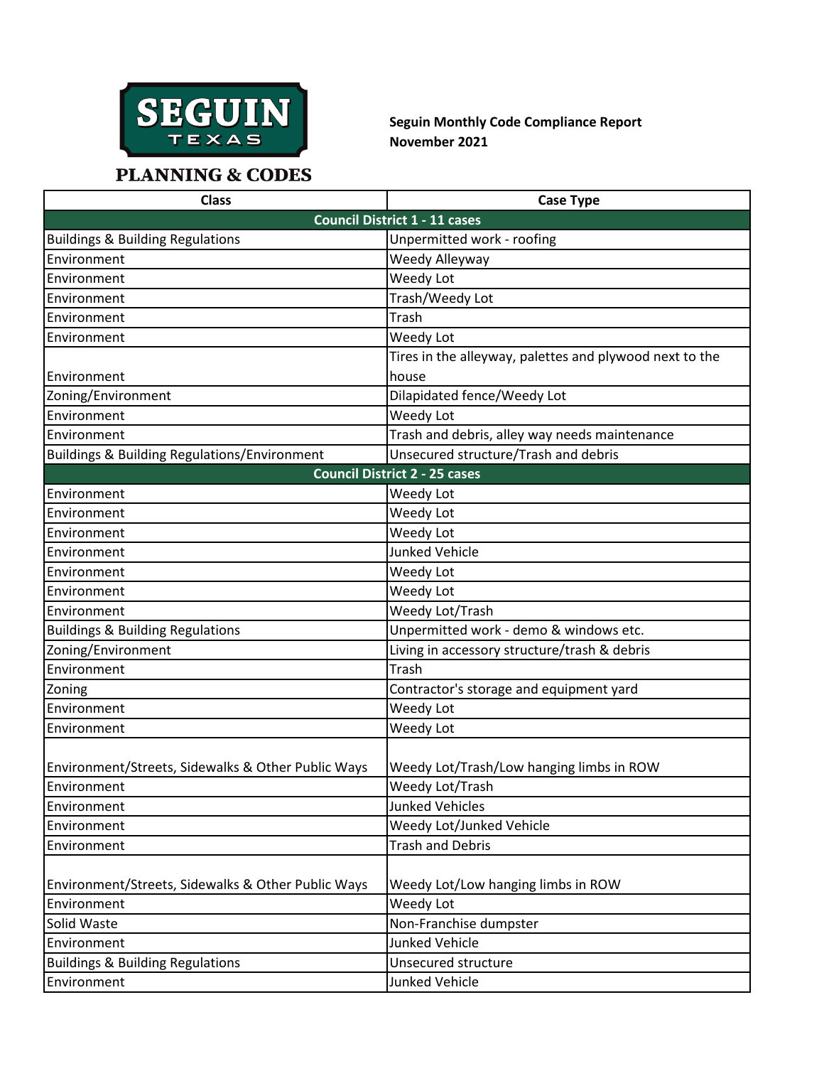SEGUIN TEXAS

PLANNING & CODES

**Seguin Monthly Code Compliance Report**
**November 2021**

| Class | Case Type |
| --- | --- |
| **Council District 1 - 11 cases** | |
| Buildings & Building Regulations | Unpermitted work - roofing |
| Environment | Weedy Alleyway |
| Environment | Weedy Lot |
| Environment | Trash/Weedy Lot |
| Environment | Trash |
| Environment | Weedy Lot |
| Environment | Tires in the alleyway, palettes and plywood next to the house |
| Zoning/Environment | Dilapidated fence/Weedy Lot |
| Environment | Weedy Lot |
| Environment | Trash and debris, alley way needs maintenance |
| Buildings & Building Regulations/Environment | Unsecured structure/Trash and debris |
| **Council District 2 - 25 cases** | |
| Environment | Weedy Lot |
| Environment | Weedy Lot |
| Environment | Weedy Lot |
| Environment | Junked Vehicle |
| Environment | Weedy Lot |
| Environment | Weedy Lot |
| Environment | Weedy Lot/Trash |
| Buildings & Building Regulations | Unpermitted work - demo & windows etc. |
| Zoning/Environment | Living in accessory structure/trash & debris |
| Environment | Trash |
| Zoning | Contractor's storage and equipment yard |
| Environment | Weedy Lot |
| Environment | Weedy Lot |
| Environment/Streets, Sidewalks & Other Public Ways | Weedy Lot/Trash/Low hanging limbs in ROW |
| Environment | Weedy Lot/Trash |
| Environment | Junked Vehicles |
| Environment | Weedy Lot/Junked Vehicle |
| Environment | Trash and Debris |
| Environment/Streets, Sidewalks & Other Public Ways | Weedy Lot/Low hanging limbs in ROW |
| Environment | Weedy Lot |
| Solid Waste | Non-Franchise dumpster |
| Environment | Junked Vehicle |
| Buildings & Building Regulations | Unsecured structure |
| Environment | Junked Vehicle |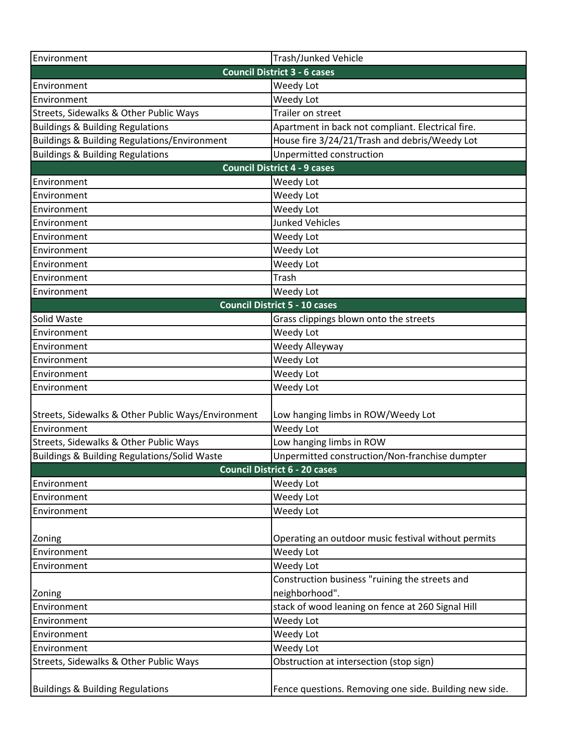| | |
|---|---|
| Environment | Trash/Junked Vehicle |
| **Council District 3 - 6 cases** | |
| Environment | Weedy Lot |
| Environment | Weedy Lot |
| Streets, Sidewalks & Other Public Ways | Trailer on street |
| Buildings & Building Regulations | Apartment in back not compliant. Electrical fire. |
| Buildings & Building Regulations/Environment | House fire 3/24/21/Trash and debris/Weedy Lot |
| Buildings & Building Regulations | Unpermitted construction |
| **Council District 4 - 9 cases** | |
| Environment | Weedy Lot |
| Environment | Weedy Lot |
| Environment | Weedy Lot |
| Environment | Junked Vehicles |
| Environment | Weedy Lot |
| Environment | Weedy Lot |
| Environment | Weedy Lot |
| Environment | Trash |
| Environment | Weedy Lot |
| **Council District 5 - 10 cases** | |
| Solid Waste | Grass clippings blown onto the streets |
| Environment | Weedy Lot |
| Environment | Weedy Alleyway |
| Environment | Weedy Lot |
| Environment | Weedy Lot |
| Environment | Weedy Lot |
| Streets, Sidewalks & Other Public Ways/Environment | Low hanging limbs in ROW/Weedy Lot |
| Environment | Weedy Lot |
| Streets, Sidewalks & Other Public Ways | Low hanging limbs in ROW |
| Buildings & Building Regulations/Solid Waste | Unpermitted construction/Non-franchise dumpter |
| **Council District 6 - 20 cases** | |
| Environment | Weedy Lot |
| Environment | Weedy Lot |
| Environment | Weedy Lot |
| Zoning | Operating an outdoor music festival without permits |
| Environment | Weedy Lot |
| Environment | Weedy Lot |
| Zoning | Construction business "ruining the streets and neighborhood". |
| Environment | stack of wood leaning on fence at 260 Signal Hill |
| Environment | Weedy Lot |
| Environment | Weedy Lot |
| Environment | Weedy Lot |
| Streets, Sidewalks & Other Public Ways | Obstruction at intersection (stop sign) |
| Buildings & Building Regulations | Fence questions. Removing one side. Building new side. |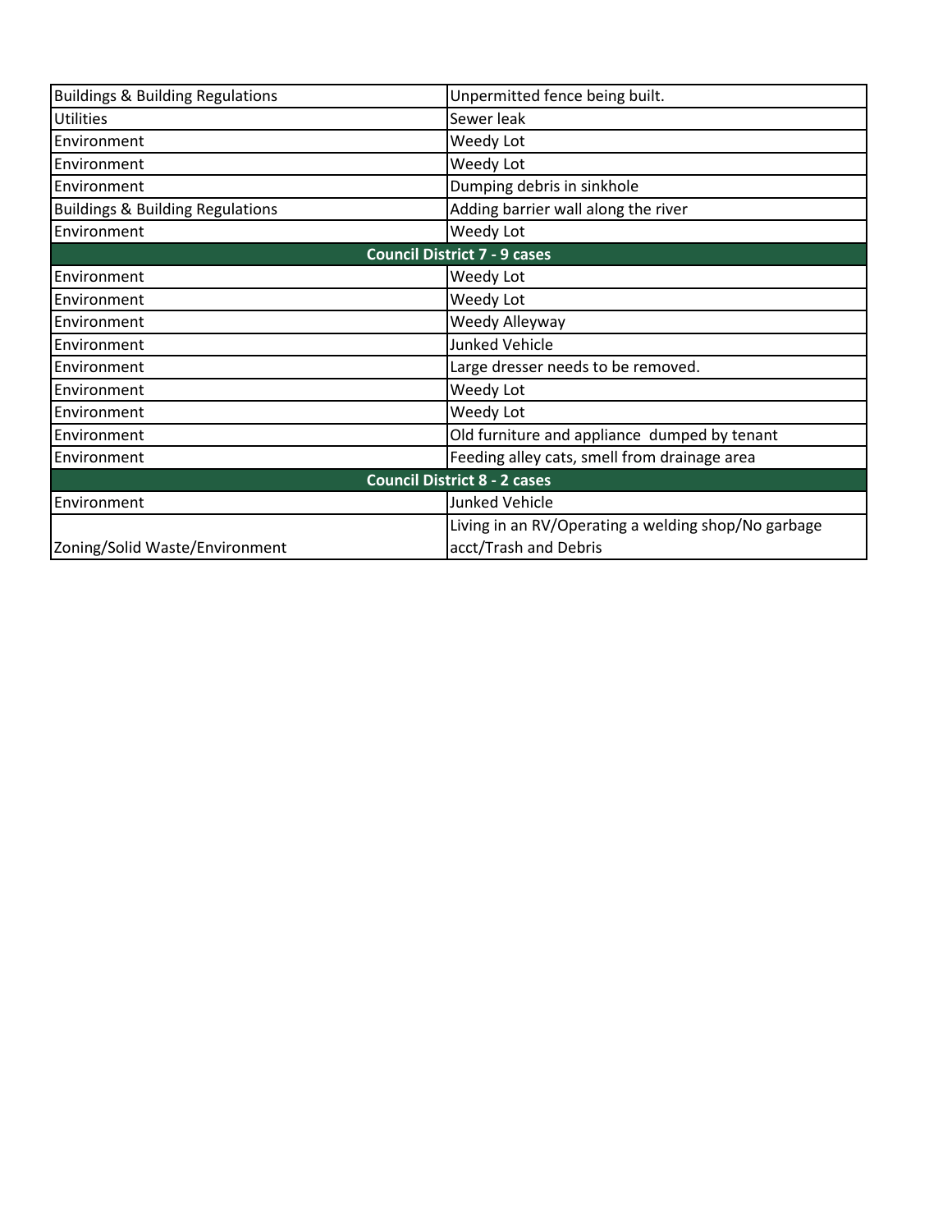| | |
|---|---|
| Buildings & Building Regulations | Unpermitted fence being built. |
| Utilities | Sewer leak |
| Environment | Weedy Lot |
| Environment | Weedy Lot |
| Environment | Dumping debris in sinkhole |
| Buildings & Building Regulations | Adding barrier wall along the river |
| Environment | Weedy Lot |
| **Council District 7 - 9 cases** | |
| Environment | Weedy Lot |
| Environment | Weedy Lot |
| Environment | Weedy Alleyway |
| Environment | Junked Vehicle |
| Environment | Large dresser needs to be removed. |
| Environment | Weedy Lot |
| Environment | Weedy Lot |
| Environment | Old furniture and appliance dumped by tenant |
| Environment | Feeding alley cats, smell from drainage area |
| **Council District 8 - 2 cases** | |
| Environment | Junked Vehicle |
| Zoning/Solid Waste/Environment | Living in an RV/Operating a welding shop/No garbage acct/Trash and Debris |